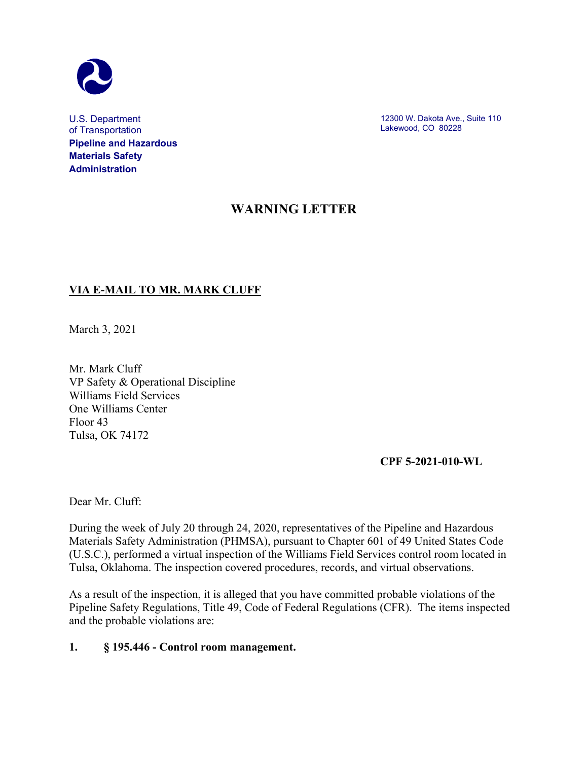U.S. Department of Transportation
**Pipeline and Hazardous Materials Safety Administration**

12300 W. Dakota Ave., Suite 110
Lakewood, CO 80228

# WARNING LETTER

**VIA E-MAIL TO MR. MARK CLUFF**

March 3, 2021

Mr. Mark Cluff
VP Safety & Operational Discipline
Williams Field Services
One Williams Center
Floor 43
Tulsa, OK 74172

**CPF 5-2021-010-WL**

Dear Mr. Cluff:

During the week of July 20 through 24, 2020, representatives of the Pipeline and Hazardous Materials Safety Administration (PHMSA), pursuant to Chapter 601 of 49 United States Code (U.S.C.), performed a virtual inspection of the Williams Field Services control room located in Tulsa, Oklahoma. The inspection covered procedures, records, and virtual observations.

As a result of the inspection, it is alleged that you have committed probable violations of the Pipeline Safety Regulations, Title 49, Code of Federal Regulations (CFR). The items inspected and the probable violations are:

**1. § 195.446 - Control room management.**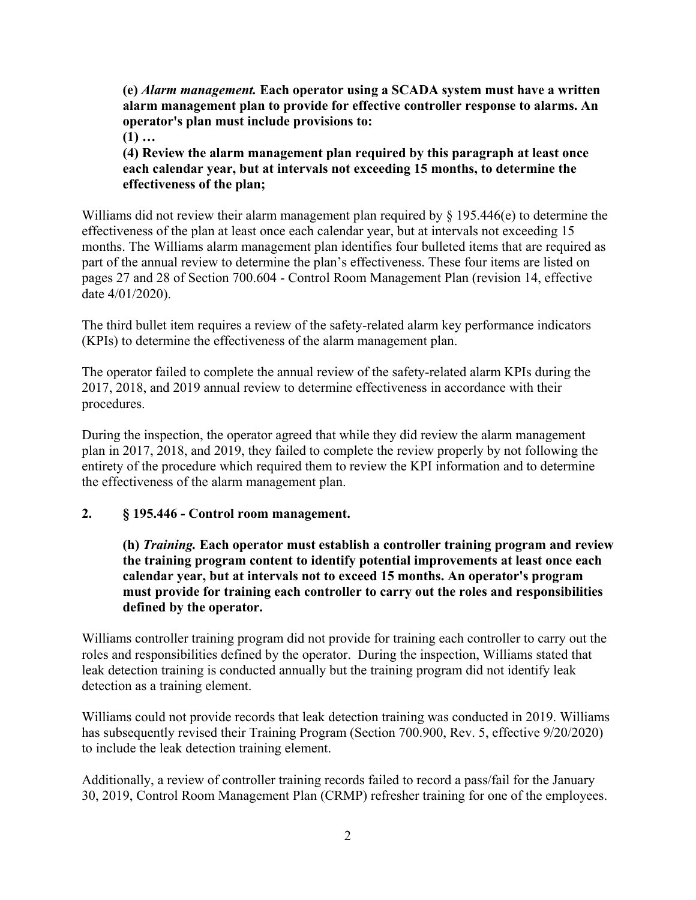**(e) *Alarm management.* Each operator using a SCADA system must have a written alarm management plan to provide for effective controller response to alarms. An operator's plan must include provisions to:**

**(1) …**

**(4) Review the alarm management plan required by this paragraph at least once each calendar year, but at intervals not exceeding 15 months, to determine the effectiveness of the plan;**

Williams did not review their alarm management plan required by § 195.446(e) to determine the effectiveness of the plan at least once each calendar year, but at intervals not exceeding 15 months. The Williams alarm management plan identifies four bulleted items that are required as part of the annual review to determine the plan's effectiveness. These four items are listed on pages 27 and 28 of Section 700.604 - Control Room Management Plan (revision 14, effective date 4/01/2020).

The third bullet item requires a review of the safety-related alarm key performance indicators (KPIs) to determine the effectiveness of the alarm management plan.

The operator failed to complete the annual review of the safety-related alarm KPIs during the 2017, 2018, and 2019 annual review to determine effectiveness in accordance with their procedures.

During the inspection, the operator agreed that while they did review the alarm management plan in 2017, 2018, and 2019, they failed to complete the review properly by not following the entirety of the procedure which required them to review the KPI information and to determine the effectiveness of the alarm management plan.

**2. § 195.446 - Control room management.**

**(h) *Training.* Each operator must establish a controller training program and review the training program content to identify potential improvements at least once each calendar year, but at intervals not to exceed 15 months. An operator's program must provide for training each controller to carry out the roles and responsibilities defined by the operator.**

Williams controller training program did not provide for training each controller to carry out the roles and responsibilities defined by the operator. During the inspection, Williams stated that leak detection training is conducted annually but the training program did not identify leak detection as a training element.

Williams could not provide records that leak detection training was conducted in 2019. Williams has subsequently revised their Training Program (Section 700.900, Rev. 5, effective 9/20/2020) to include the leak detection training element.

Additionally, a review of controller training records failed to record a pass/fail for the January 30, 2019, Control Room Management Plan (CRMP) refresher training for one of the employees.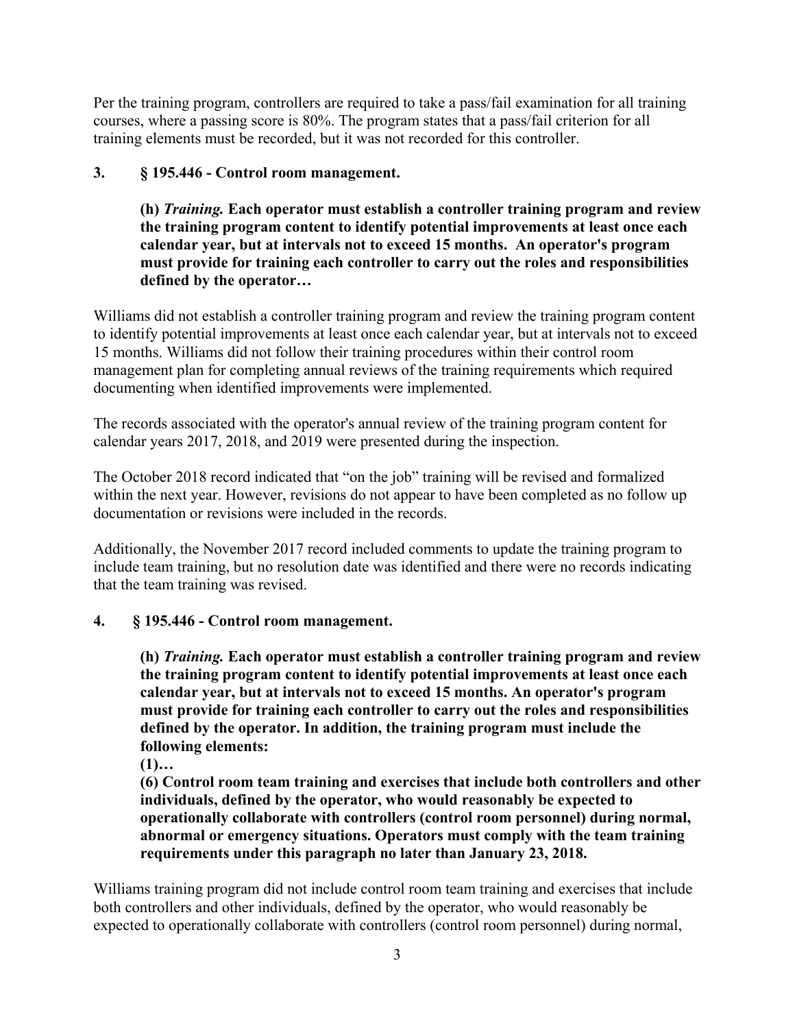Per the training program, controllers are required to take a pass/fail examination for all training courses, where a passing score is 80%. The program states that a pass/fail criterion for all training elements must be recorded, but it was not recorded for this controller.

### 3. § 195.446 - Control room management.

> **(h) *Training.* Each operator must establish a controller training program and review the training program content to identify potential improvements at least once each calendar year, but at intervals not to exceed 15 months. An operator's program must provide for training each controller to carry out the roles and responsibilities defined by the operator…**

Williams did not establish a controller training program and review the training program content to identify potential improvements at least once each calendar year, but at intervals not to exceed 15 months. Williams did not follow their training procedures within their control room management plan for completing annual reviews of the training requirements which required documenting when identified improvements were implemented.

The records associated with the operator's annual review of the training program content for calendar years 2017, 2018, and 2019 were presented during the inspection.

The October 2018 record indicated that "on the job" training will be revised and formalized within the next year. However, revisions do not appear to have been completed as no follow up documentation or revisions were included in the records.

Additionally, the November 2017 record included comments to update the training program to include team training, but no resolution date was identified and there were no records indicating that the team training was revised.

### 4. § 195.446 - Control room management.

> **(h) *Training.* Each operator must establish a controller training program and review the training program content to identify potential improvements at least once each calendar year, but at intervals not to exceed 15 months. An operator's program must provide for training each controller to carry out the roles and responsibilities defined by the operator. In addition, the training program must include the following elements:**
>
> **(1)…**
>
> **(6) Control room team training and exercises that include both controllers and other individuals, defined by the operator, who would reasonably be expected to operationally collaborate with controllers (control room personnel) during normal, abnormal or emergency situations. Operators must comply with the team training requirements under this paragraph no later than January 23, 2018.**

Williams training program did not include control room team training and exercises that include both controllers and other individuals, defined by the operator, who would reasonably be expected to operationally collaborate with controllers (control room personnel) during normal,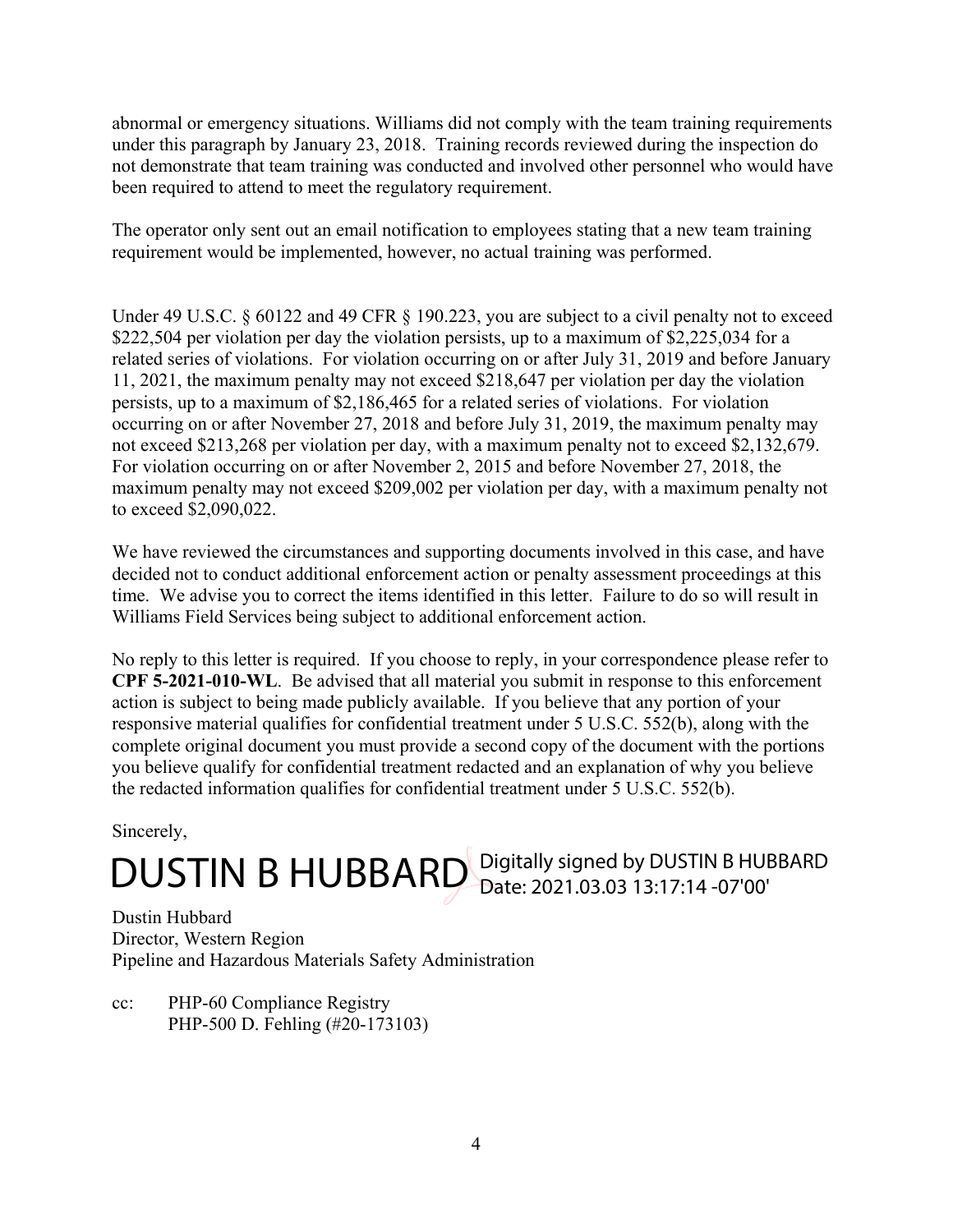abnormal or emergency situations. Williams did not comply with the team training requirements under this paragraph by January 23, 2018. Training records reviewed during the inspection do not demonstrate that team training was conducted and involved other personnel who would have been required to attend to meet the regulatory requirement.

The operator only sent out an email notification to employees stating that a new team training requirement would be implemented, however, no actual training was performed.

Under 49 U.S.C. § 60122 and 49 CFR § 190.223, you are subject to a civil penalty not to exceed $222,504 per violation per day the violation persists, up to a maximum of $2,225,034 for a related series of violations. For violation occurring on or after July 31, 2019 and before January 11, 2021, the maximum penalty may not exceed $218,647 per violation per day the violation persists, up to a maximum of $2,186,465 for a related series of violations. For violation occurring on or after November 27, 2018 and before July 31, 2019, the maximum penalty may not exceed $213,268 per violation per day, with a maximum penalty not to exceed $2,132,679. For violation occurring on or after November 2, 2015 and before November 27, 2018, the maximum penalty may not exceed $209,002 per violation per day, with a maximum penalty not to exceed $2,090,022.

We have reviewed the circumstances and supporting documents involved in this case, and have decided not to conduct additional enforcement action or penalty assessment proceedings at this time. We advise you to correct the items identified in this letter. Failure to do so will result in Williams Field Services being subject to additional enforcement action.

No reply to this letter is required. If you choose to reply, in your correspondence please refer to **CPF 5-2021-010-WL**. Be advised that all material you submit in response to this enforcement action is subject to being made publicly available. If you believe that any portion of your responsive material qualifies for confidential treatment under 5 U.S.C. 552(b), along with the complete original document you must provide a second copy of the document with the portions you believe qualify for confidential treatment redacted and an explanation of why you believe the redacted information qualifies for confidential treatment under 5 U.S.C. 552(b).

Sincerely,

DUSTIN B HUBBARD Digitally signed by DUSTIN B HUBBARD Date: 2021.03.03 13:17:14 -07'00'

Dustin Hubbard
Director, Western Region
Pipeline and Hazardous Materials Safety Administration

cc: PHP-60 Compliance Registry
PHP-500 D. Fehling (#20-173103)